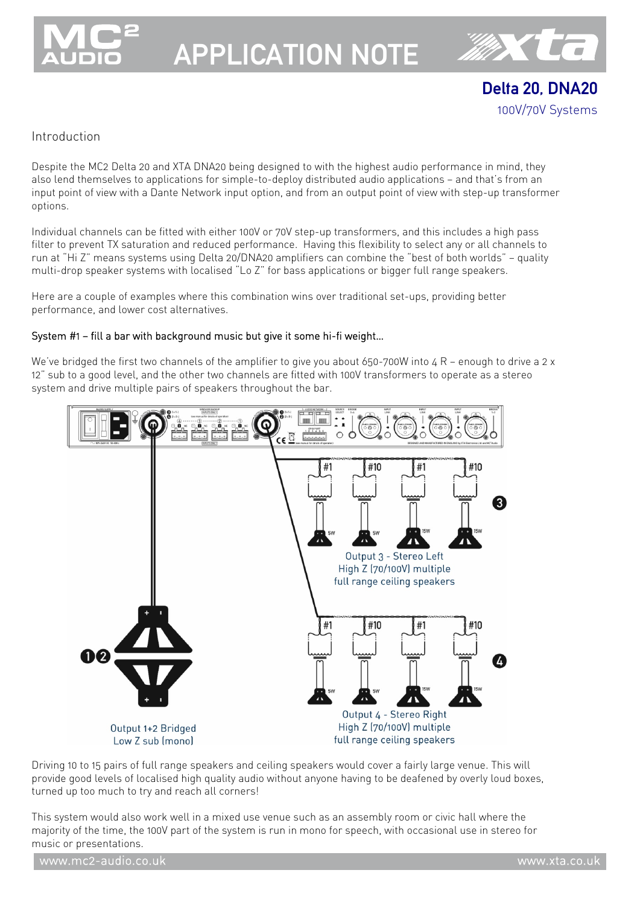# APPLICATION NOTE

## Delta 20, DNA20

100V/70V Systems

### Introduction

Despite the MC2 Delta 20 and XTA DNA20 being designed to with the highest audio performance in mind, they also lend themselves to applications for simple-to-deploy distributed audio applications – and that's from an input point of view with a Dante Network input option, and from an output point of view with step-up transformer options.

Individual channels can be fitted with either 100V or 70V step-up transformers, and this includes a high pass filter to prevent TX saturation and reduced performance. Having this flexibility to select any or all channels to run at "Hi Z" means systems using Delta 20/DNA20 amplifiers can combine the "best of both worlds" – quality multi-drop speaker systems with localised "Lo Z" for bass applications or bigger full range speakers.

Here are a couple of examples where this combination wins over traditional set-ups, providing better performance, and lower cost alternatives.

### System #1 – fill a bar with background music but give it some hi-fi weight...

We've bridged the first two channels of the amplifier to give you about 650-700W into 4 R – enough to drive a 2 x 12" sub to a good level, and the other two channels are fitted with 100V transformers to operate as a stereo system and drive multiple pairs of speakers throughout the bar.

Output 3 - Stereo Left
High Z (70/100V) multiple
full range ceiling speakers

Output 4 - Stereo Right
High Z (70/100V) multiple
full range ceiling speakers

Output 1+2 Bridged
Low Z sub (mono)

Driving 10 to 15 pairs of full range speakers and ceiling speakers would cover a fairly large venue. This will provide good levels of localised high quality audio without anyone having to be deafened by overly loud boxes, turned up too much to try and reach all corners!

This system would also work well in a mixed use venue such as an assembly room or civic hall where the majority of the time, the 100V part of the system is run in mono for speech, with occasional use in stereo for music or presentations.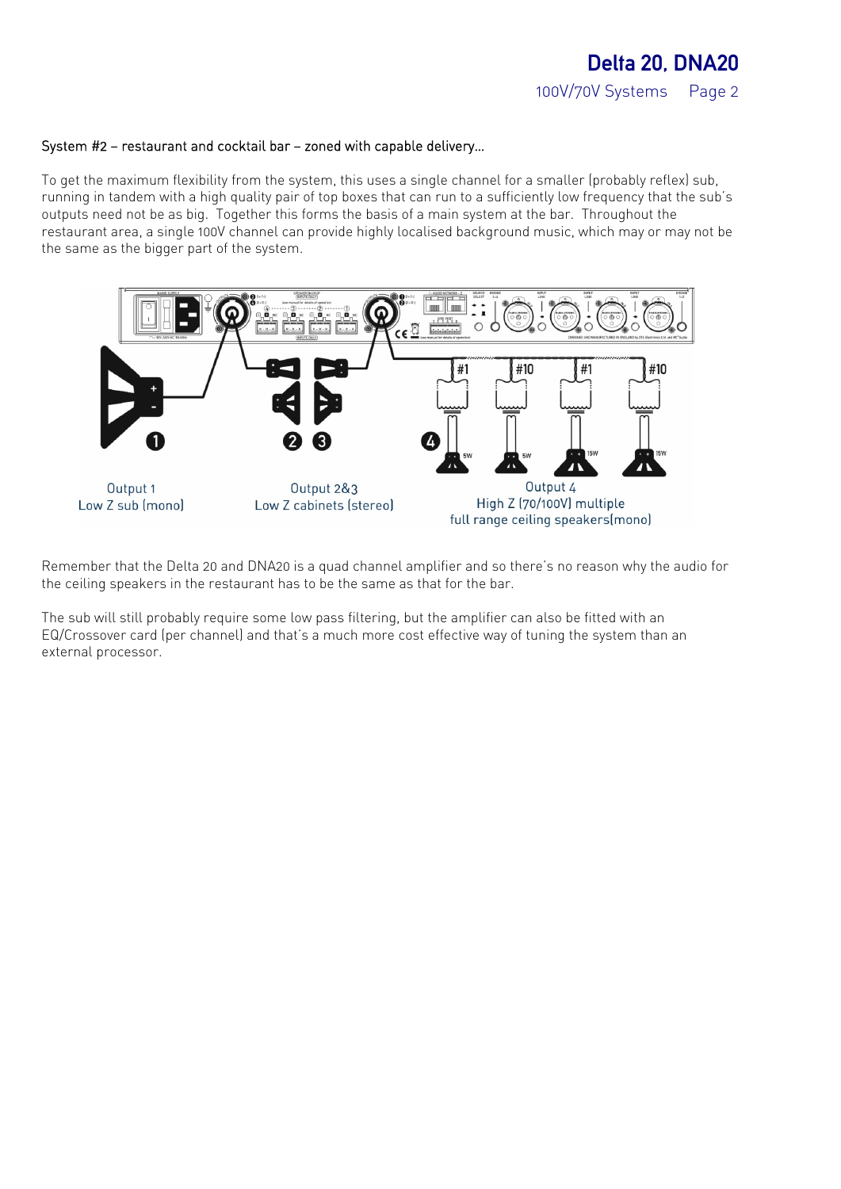System #2 – restaurant and cocktail bar – zoned with capable delivery…

To get the maximum flexibility from the system, this uses a single channel for a smaller (probably reflex) sub, running in tandem with a high quality pair of top boxes that can run to a sufficiently low frequency that the sub's outputs need not be as big. Together this forms the basis of a main system at the bar. Throughout the restaurant area, a single 100V channel can provide highly localised background music, which may or may not be the same as the bigger part of the system.

Output 1
Low Z sub (mono)

Output 2&3
Low Z cabinets (stereo)

Output 4
High Z (70/100V) multiple
full range ceiling speakers(mono)

Remember that the Delta 20 and DNA20 is a quad channel amplifier and so there's no reason why the audio for the ceiling speakers in the restaurant has to be the same as that for the bar.

The sub will still probably require some low pass filtering, but the amplifier can also be fitted with an EQ/Crossover card (per channel) and that's a much more cost effective way of tuning the system than an external processor.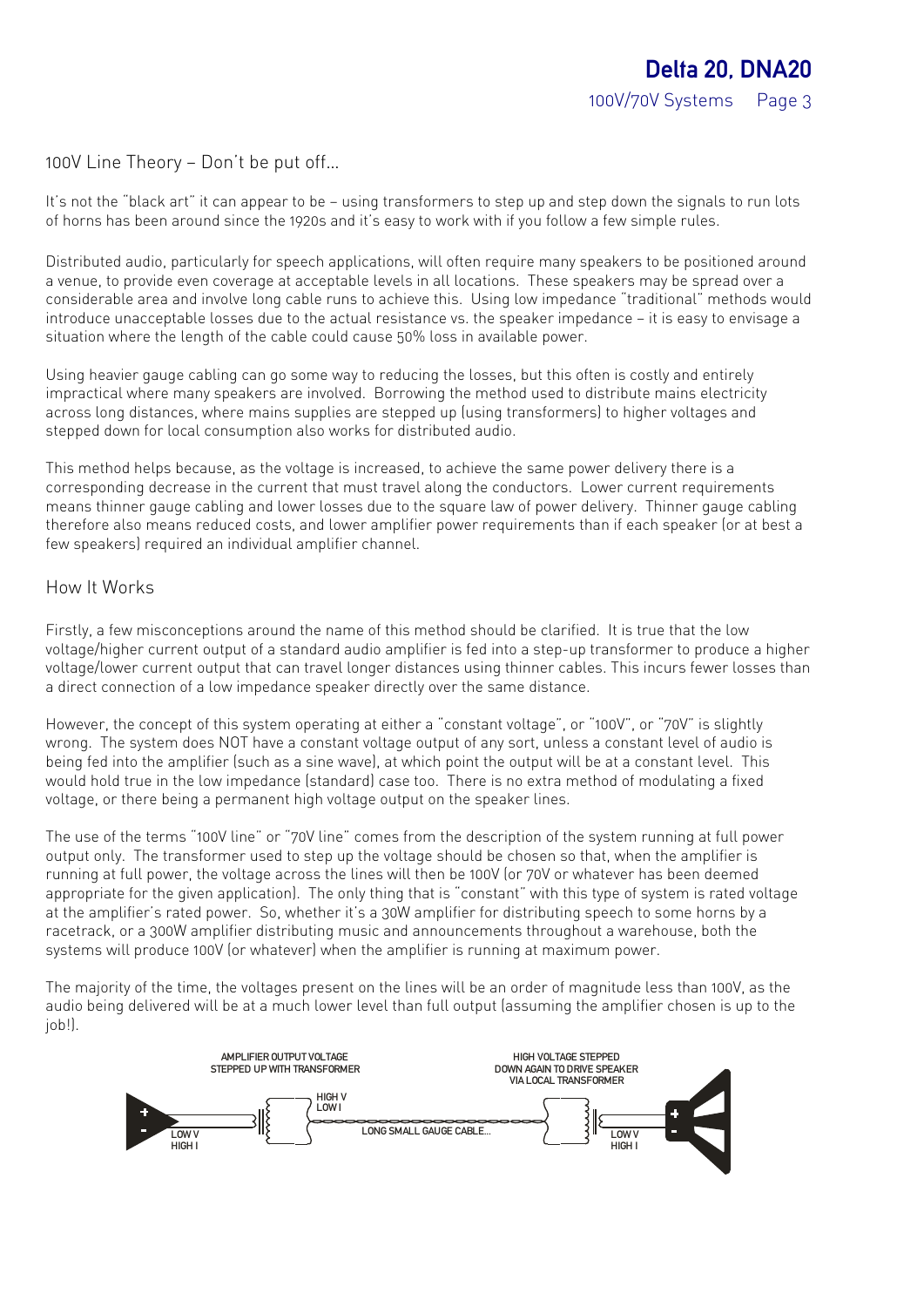## 100V Line Theory – Don't be put off...

It's not the "black art" it can appear to be – using transformers to step up and step down the signals to run lots of horns has been around since the 1920s and it's easy to work with if you follow a few simple rules.

Distributed audio, particularly for speech applications, will often require many speakers to be positioned around a venue, to provide even coverage at acceptable levels in all locations. These speakers may be spread over a considerable area and involve long cable runs to achieve this. Using low impedance "traditional" methods would introduce unacceptable losses due to the actual resistance vs. the speaker impedance – it is easy to envisage a situation where the length of the cable could cause 50% loss in available power.

Using heavier gauge cabling can go some way to reducing the losses, but this often is costly and entirely impractical where many speakers are involved. Borrowing the method used to distribute mains electricity across long distances, where mains supplies are stepped up (using transformers) to higher voltages and stepped down for local consumption also works for distributed audio.

This method helps because, as the voltage is increased, to achieve the same power delivery there is a corresponding decrease in the current that must travel along the conductors. Lower current requirements means thinner gauge cabling and lower losses due to the square law of power delivery. Thinner gauge cabling therefore also means reduced costs, and lower amplifier power requirements than if each speaker (or at best a few speakers) required an individual amplifier channel.

## How It Works

Firstly, a few misconceptions around the name of this method should be clarified. It is true that the low voltage/higher current output of a standard audio amplifier is fed into a step-up transformer to produce a higher voltage/lower current output that can travel longer distances using thinner cables. This incurs fewer losses than a direct connection of a low impedance speaker directly over the same distance.

However, the concept of this system operating at either a "constant voltage", or "100V", or "70V" is slightly wrong. The system does NOT have a constant voltage output of any sort, unless a constant level of audio is being fed into the amplifier (such as a sine wave), at which point the output will be at a constant level. This would hold true in the low impedance (standard) case too. There is no extra method of modulating a fixed voltage, or there being a permanent high voltage output on the speaker lines.

The use of the terms "100V line" or "70V line" comes from the description of the system running at full power output only. The transformer used to step up the voltage should be chosen so that, when the amplifier is running at full power, the voltage across the lines will then be 100V (or 70V or whatever has been deemed appropriate for the given application). The only thing that is "constant" with this type of system is rated voltage at the amplifier's rated power. So, whether it's a 30W amplifier for distributing speech to some horns by a racetrack, or a 300W amplifier distributing music and announcements throughout a warehouse, both the systems will produce 100V (or whatever) when the amplifier is running at maximum power.

The majority of the time, the voltages present on the lines will be an order of magnitude less than 100V, as the audio being delivered will be at a much lower level than full output (assuming the amplifier chosen is up to the job!).

AMPLIFIER OUTPUT VOLTAGE STEPPED UP WITH TRANSFORMER — LOW V HIGH I — HIGH V LOW I — LONG SMALL GAUGE CABLE... — HIGH VOLTAGE STEPPED DOWN AGAIN TO DRIVE SPEAKER VIA LOCAL TRANSFORMER — LOW V HIGH I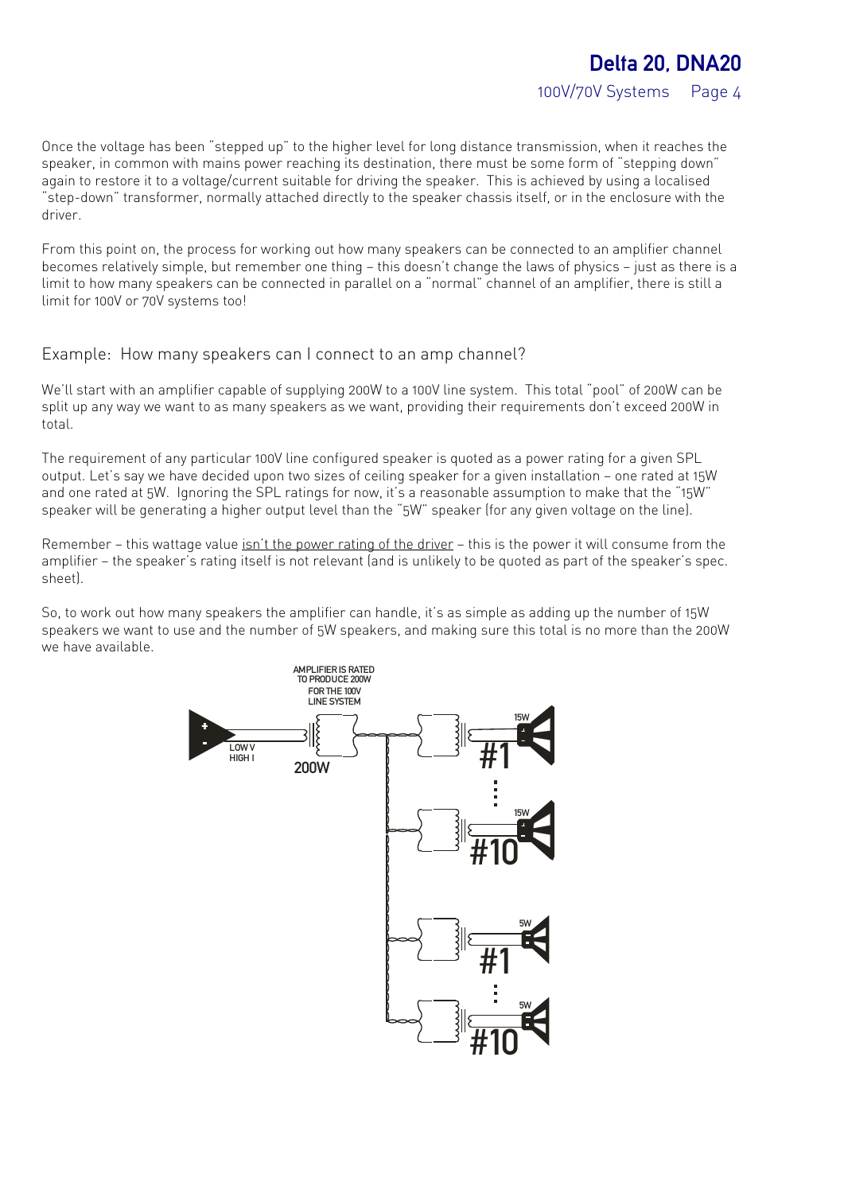Once the voltage has been "stepped up" to the higher level for long distance transmission, when it reaches the speaker, in common with mains power reaching its destination, there must be some form of "stepping down" again to restore it to a voltage/current suitable for driving the speaker. This is achieved by using a localised "step-down" transformer, normally attached directly to the speaker chassis itself, or in the enclosure with the driver.

From this point on, the process for working out how many speakers can be connected to an amplifier channel becomes relatively simple, but remember one thing – this doesn't change the laws of physics – just as there is a limit to how many speakers can be connected in parallel on a "normal" channel of an amplifier, there is still a limit for 100V or 70V systems too!

## Example: How many speakers can I connect to an amp channel?

We'll start with an amplifier capable of supplying 200W to a 100V line system. This total "pool" of 200W can be split up any way we want to as many speakers as we want, providing their requirements don't exceed 200W in total.

The requirement of any particular 100V line configured speaker is quoted as a power rating for a given SPL output. Let's say we have decided upon two sizes of ceiling speaker for a given installation – one rated at 15W and one rated at 5W. Ignoring the SPL ratings for now, it's a reasonable assumption to make that the "15W" speaker will be generating a higher output level than the "5W" speaker (for any given voltage on the line).

Remember – this wattage value <u>isn't the power rating of the driver</u> – this is the power it will consume from the amplifier – the speaker's rating itself is not relevant (and is unlikely to be quoted as part of the speaker's spec. sheet).

So, to work out how many speakers the amplifier can handle, it's as simple as adding up the number of 15W speakers we want to use and the number of 5W speakers, and making sure this total is no more than the 200W we have available.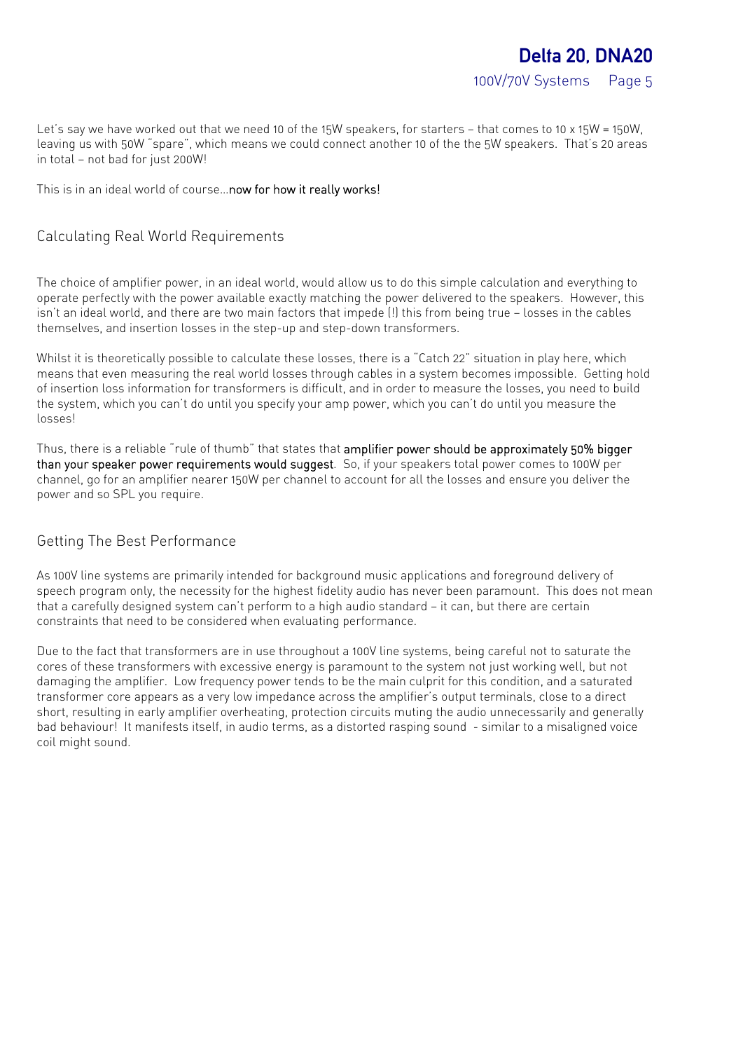Let's say we have worked out that we need 10 of the 15W speakers, for starters – that comes to 10 x 15W = 150W, leaving us with 50W "spare", which means we could connect another 10 of the the 5W speakers. That's 20 areas in total – not bad for just 200W!

This is in an ideal world of course…**now for how it really works!**

## Calculating Real World Requirements

The choice of amplifier power, in an ideal world, would allow us to do this simple calculation and everything to operate perfectly with the power available exactly matching the power delivered to the speakers. However, this isn't an ideal world, and there are two main factors that impede (!) this from being true – losses in the cables themselves, and insertion losses in the step-up and step-down transformers.

Whilst it is theoretically possible to calculate these losses, there is a "Catch 22" situation in play here, which means that even measuring the real world losses through cables in a system becomes impossible. Getting hold of insertion loss information for transformers is difficult, and in order to measure the losses, you need to build the system, which you can't do until you specify your amp power, which you can't do until you measure the losses!

Thus, there is a reliable "rule of thumb" that states that **amplifier power should be approximately 50% bigger than your speaker power requirements would suggest**. So, if your speakers total power comes to 100W per channel, go for an amplifier nearer 150W per channel to account for all the losses and ensure you deliver the power and so SPL you require.

## Getting The Best Performance

As 100V line systems are primarily intended for background music applications and foreground delivery of speech program only, the necessity for the highest fidelity audio has never been paramount. This does not mean that a carefully designed system can't perform to a high audio standard – it can, but there are certain constraints that need to be considered when evaluating performance.

Due to the fact that transformers are in use throughout a 100V line systems, being careful not to saturate the cores of these transformers with excessive energy is paramount to the system not just working well, but not damaging the amplifier. Low frequency power tends to be the main culprit for this condition, and a saturated transformer core appears as a very low impedance across the amplifier's output terminals, close to a direct short, resulting in early amplifier overheating, protection circuits muting the audio unnecessarily and generally bad behaviour! It manifests itself, in audio terms, as a distorted rasping sound - similar to a misaligned voice coil might sound.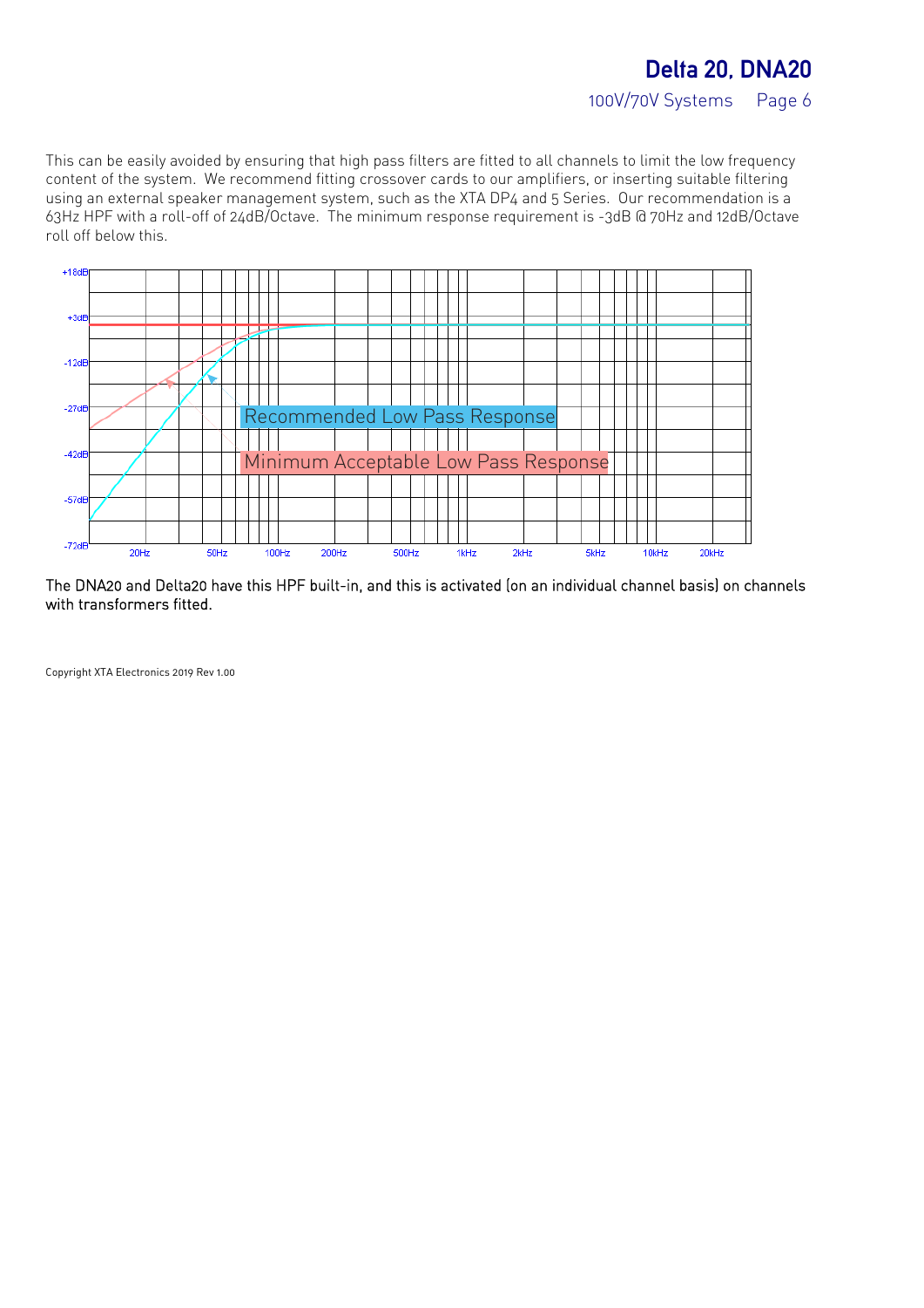This can be easily avoided by ensuring that high pass filters are fitted to all channels to limit the low frequency content of the system. We recommend fitting crossover cards to our amplifiers, or inserting suitable filtering using an external speaker management system, such as the XTA DP4 and 5 Series. Our recommendation is a 63Hz HPF with a roll-off of 24dB/Octave. The minimum response requirement is -3dB @ 70Hz and 12dB/Octave roll off below this.

+18dB
+3dB
-12dB
-27dB
-42dB
-57dB
-72dB

20Hz
50Hz
100Hz
200Hz
500Hz
1kHz
2kHz
5kHz
10kHz
20kHz

Recommended Low Pass Response

Minimum Acceptable Low Pass Response

The DNA20 and Delta20 have this HPF built-in, and this is activated (on an individual channel basis) on channels with transformers fitted.

Copyright XTA Electronics 2019 Rev 1.00